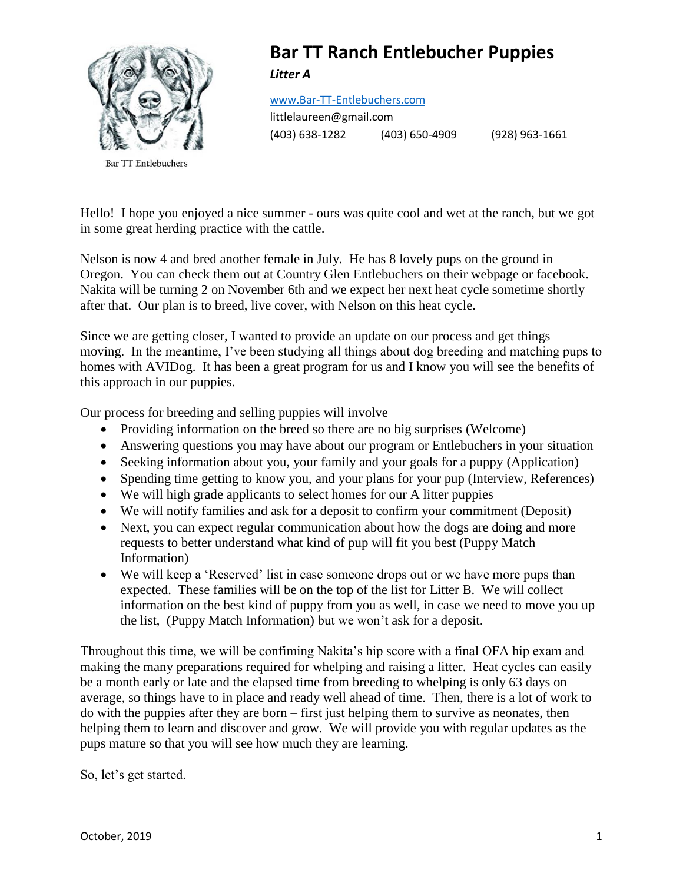Bar TT Entlebuchers

# Bar TT Ranch Entlebucher Puppies

***Litter A***

www.Bar-TT-Entlebuchers.com
littlelaureen@gmail.com
(403) 638-1282 (403) 650-4909 (928) 963-1661

Hello! I hope you enjoyed a nice summer - ours was quite cool and wet at the ranch, but we got in some great herding practice with the cattle.

Nelson is now 4 and bred another female in July. He has 8 lovely pups on the ground in Oregon. You can check them out at Country Glen Entlebuchers on their webpage or facebook. Nakita will be turning 2 on November 6th and we expect her next heat cycle sometime shortly after that. Our plan is to breed, live cover, with Nelson on this heat cycle.

Since we are getting closer, I wanted to provide an update on our process and get things moving. In the meantime, I've been studying all things about dog breeding and matching pups to homes with AVIDog. It has been a great program for us and I know you will see the benefits of this approach in our puppies.

Our process for breeding and selling puppies will involve

- Providing information on the breed so there are no big surprises (Welcome)
- Answering questions you may have about our program or Entlebuchers in your situation
- Seeking information about you, your family and your goals for a puppy (Application)
- Spending time getting to know you, and your plans for your pup (Interview, References)
- We will high grade applicants to select homes for our A litter puppies
- We will notify families and ask for a deposit to confirm your commitment (Deposit)
- Next, you can expect regular communication about how the dogs are doing and more requests to better understand what kind of pup will fit you best (Puppy Match Information)
- We will keep a 'Reserved' list in case someone drops out or we have more pups than expected. These families will be on the top of the list for Litter B. We will collect information on the best kind of puppy from you as well, in case we need to move you up the list, (Puppy Match Information) but we won't ask for a deposit.

Throughout this time, we will be confiming Nakita's hip score with a final OFA hip exam and making the many preparations required for whelping and raising a litter. Heat cycles can easily be a month early or late and the elapsed time from breeding to whelping is only 63 days on average, so things have to in place and ready well ahead of time. Then, there is a lot of work to do with the puppies after they are born – first just helping them to survive as neonates, then helping them to learn and discover and grow. We will provide you with regular updates as the pups mature so that you will see how much they are learning.

So, let's get started.

October, 2019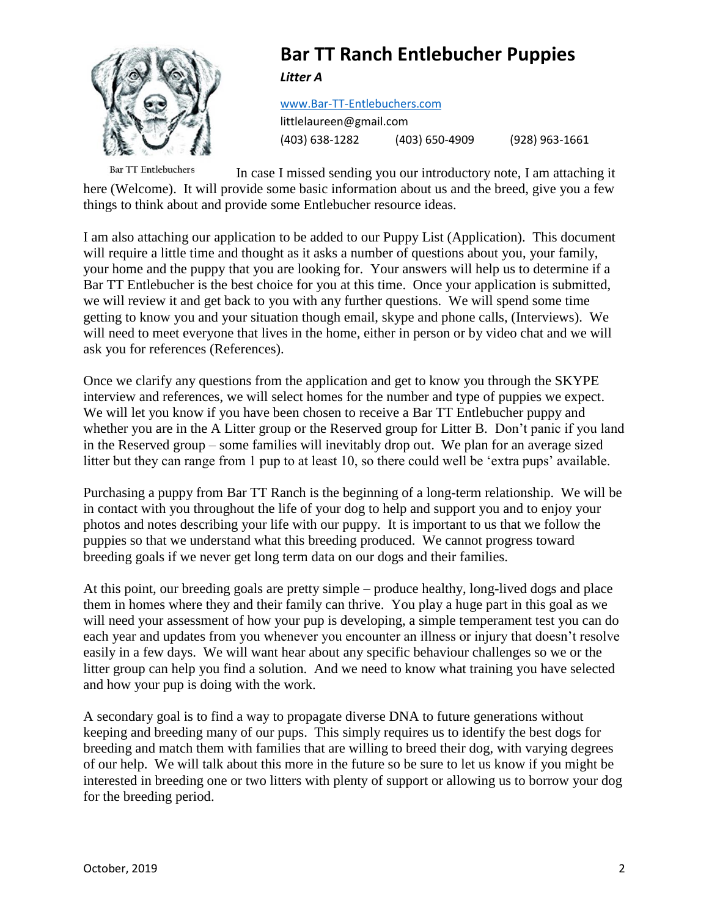# Bar TT Ranch Entlebucher Puppies

***Litter A***

[www.Bar-TT-Entlebuchers.com](http://www.Bar-TT-Entlebuchers.com)
littlelaureen@gmail.com
(403) 638-1282 (403) 650-4909 (928) 963-1661

Bar TT Entlebuchers

In case I missed sending you our introductory note, I am attaching it here (Welcome). It will provide some basic information about us and the breed, give you a few things to think about and provide some Entlebucher resource ideas.

I am also attaching our application to be added to our Puppy List (Application). This document will require a little time and thought as it asks a number of questions about you, your family, your home and the puppy that you are looking for. Your answers will help us to determine if a Bar TT Entlebucher is the best choice for you at this time. Once your application is submitted, we will review it and get back to you with any further questions. We will spend some time getting to know you and your situation though email, skype and phone calls, (Interviews). We will need to meet everyone that lives in the home, either in person or by video chat and we will ask you for references (References).

Once we clarify any questions from the application and get to know you through the SKYPE interview and references, we will select homes for the number and type of puppies we expect. We will let you know if you have been chosen to receive a Bar TT Entlebucher puppy and whether you are in the A Litter group or the Reserved group for Litter B. Don't panic if you land in the Reserved group – some families will inevitably drop out. We plan for an average sized litter but they can range from 1 pup to at least 10, so there could well be 'extra pups' available.

Purchasing a puppy from Bar TT Ranch is the beginning of a long-term relationship. We will be in contact with you throughout the life of your dog to help and support you and to enjoy your photos and notes describing your life with our puppy. It is important to us that we follow the puppies so that we understand what this breeding produced. We cannot progress toward breeding goals if we never get long term data on our dogs and their families.

At this point, our breeding goals are pretty simple – produce healthy, long-lived dogs and place them in homes where they and their family can thrive. You play a huge part in this goal as we will need your assessment of how your pup is developing, a simple temperament test you can do each year and updates from you whenever you encounter an illness or injury that doesn't resolve easily in a few days. We will want hear about any specific behaviour challenges so we or the litter group can help you find a solution. And we need to know what training you have selected and how your pup is doing with the work.

A secondary goal is to find a way to propagate diverse DNA to future generations without keeping and breeding many of our pups. This simply requires us to identify the best dogs for breeding and match them with families that are willing to breed their dog, with varying degrees of our help. We will talk about this more in the future so be sure to let us know if you might be interested in breeding one or two litters with plenty of support or allowing us to borrow your dog for the breeding period.

October, 2019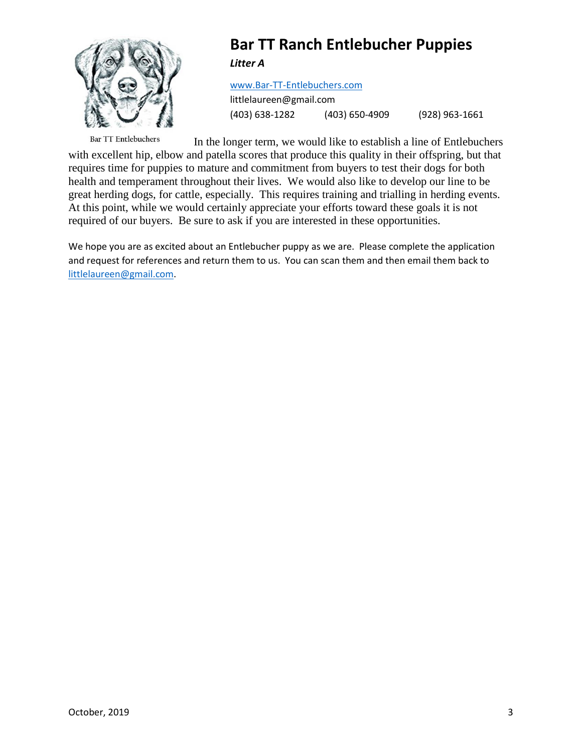# Bar TT Ranch Entlebucher Puppies

***Litter A***

www.Bar-TT-Entlebuchers.com
littlelaureen@gmail.com
(403) 638-1282 (403) 650-4909 (928) 963-1661

Bar TT Entlebuchers

In the longer term, we would like to establish a line of Entlebuchers with excellent hip, elbow and patella scores that produce this quality in their offspring, but that requires time for puppies to mature and commitment from buyers to test their dogs for both health and temperament throughout their lives. We would also like to develop our line to be great herding dogs, for cattle, especially. This requires training and trialling in herding events. At this point, while we would certainly appreciate your efforts toward these goals it is not required of our buyers. Be sure to ask if you are interested in these opportunities.

We hope you are as excited about an Entlebucher puppy as we are. Please complete the application and request for references and return them to us. You can scan them and then email them back to littlelaureen@gmail.com.

October, 2019